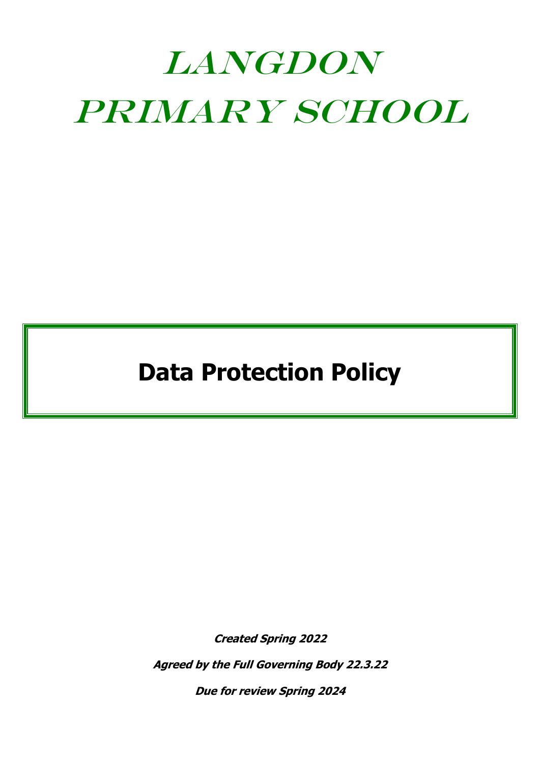# LANGDON PRIMARY SCHOOL

## Data Protection Policy

***Created Spring 2022***

***Agreed by the Full Governing Body 22.3.22***

***Due for review Spring 2024***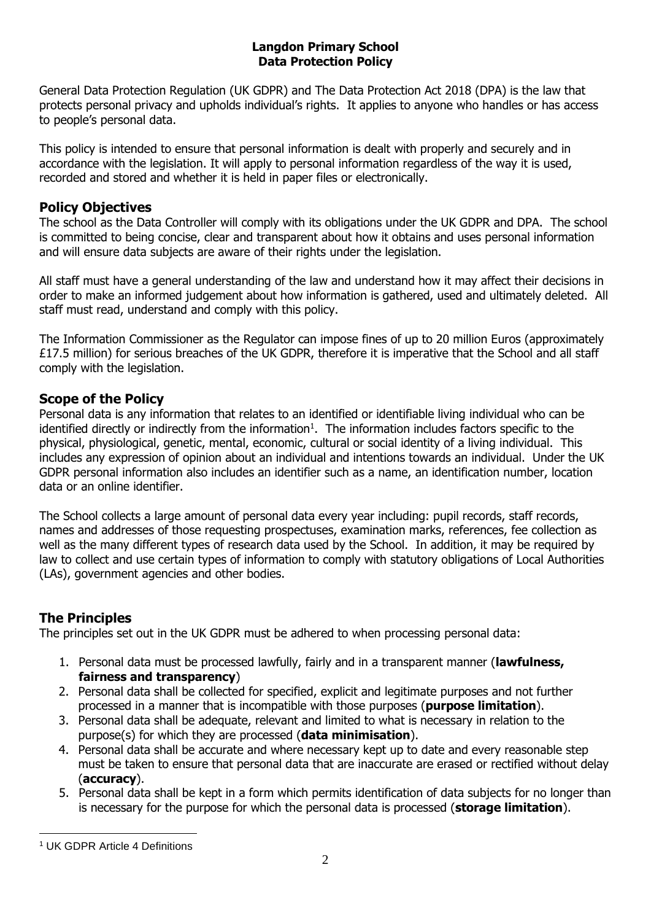**Langdon Primary School**
**Data Protection Policy**

General Data Protection Regulation (UK GDPR) and The Data Protection Act 2018 (DPA) is the law that protects personal privacy and upholds individual's rights. It applies to anyone who handles or has access to people's personal data.

This policy is intended to ensure that personal information is dealt with properly and securely and in accordance with the legislation. It will apply to personal information regardless of the way it is used, recorded and stored and whether it is held in paper files or electronically.

## Policy Objectives

The school as the Data Controller will comply with its obligations under the UK GDPR and DPA. The school is committed to being concise, clear and transparent about how it obtains and uses personal information and will ensure data subjects are aware of their rights under the legislation.

All staff must have a general understanding of the law and understand how it may affect their decisions in order to make an informed judgement about how information is gathered, used and ultimately deleted. All staff must read, understand and comply with this policy.

The Information Commissioner as the Regulator can impose fines of up to 20 million Euros (approximately £17.5 million) for serious breaches of the UK GDPR, therefore it is imperative that the School and all staff comply with the legislation.

## Scope of the Policy

Personal data is any information that relates to an identified or identifiable living individual who can be identified directly or indirectly from the information[1]. The information includes factors specific to the physical, physiological, genetic, mental, economic, cultural or social identity of a living individual. This includes any expression of opinion about an individual and intentions towards an individual. Under the UK GDPR personal information also includes an identifier such as a name, an identification number, location data or an online identifier.

The School collects a large amount of personal data every year including: pupil records, staff records, names and addresses of those requesting prospectuses, examination marks, references, fee collection as well as the many different types of research data used by the School. In addition, it may be required by law to collect and use certain types of information to comply with statutory obligations of Local Authorities (LAs), government agencies and other bodies.

## The Principles

The principles set out in the UK GDPR must be adhered to when processing personal data:

1. Personal data must be processed lawfully, fairly and in a transparent manner (**lawfulness, fairness and transparency**)
2. Personal data shall be collected for specified, explicit and legitimate purposes and not further processed in a manner that is incompatible with those purposes (**purpose limitation**).
3. Personal data shall be adequate, relevant and limited to what is necessary in relation to the purpose(s) for which they are processed (**data minimisation**).
4. Personal data shall be accurate and where necessary kept up to date and every reasonable step must be taken to ensure that personal data that are inaccurate are erased or rectified without delay (**accuracy**).
5. Personal data shall be kept in a form which permits identification of data subjects for no longer than is necessary for the purpose for which the personal data is processed (**storage limitation**).

[1] UK GDPR Article 4 Definitions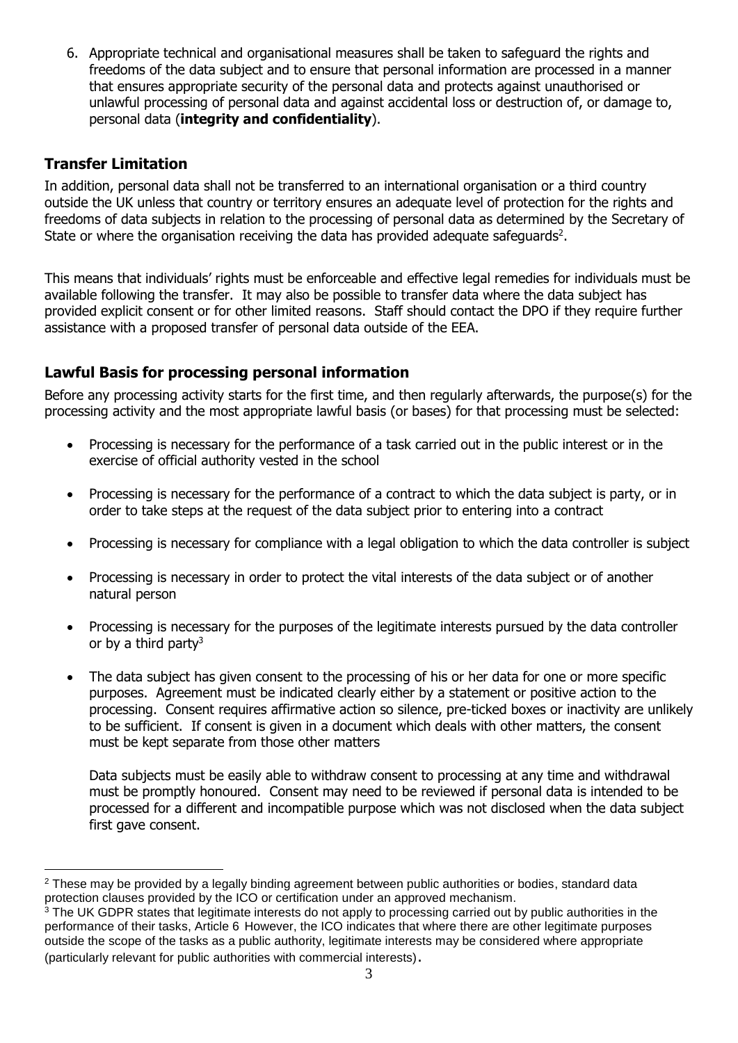6. Appropriate technical and organisational measures shall be taken to safeguard the rights and freedoms of the data subject and to ensure that personal information are processed in a manner that ensures appropriate security of the personal data and protects against unauthorised or unlawful processing of personal data and against accidental loss or destruction of, or damage to, personal data (**integrity and confidentiality**).

## Transfer Limitation

In addition, personal data shall not be transferred to an international organisation or a third country outside the UK unless that country or territory ensures an adequate level of protection for the rights and freedoms of data subjects in relation to the processing of personal data as determined by the Secretary of State or where the organisation receiving the data has provided adequate safeguards[2].

This means that individuals' rights must be enforceable and effective legal remedies for individuals must be available following the transfer. It may also be possible to transfer data where the data subject has provided explicit consent or for other limited reasons. Staff should contact the DPO if they require further assistance with a proposed transfer of personal data outside of the EEA.

## Lawful Basis for processing personal information

Before any processing activity starts for the first time, and then regularly afterwards, the purpose(s) for the processing activity and the most appropriate lawful basis (or bases) for that processing must be selected:

- Processing is necessary for the performance of a task carried out in the public interest or in the exercise of official authority vested in the school
- Processing is necessary for the performance of a contract to which the data subject is party, or in order to take steps at the request of the data subject prior to entering into a contract
- Processing is necessary for compliance with a legal obligation to which the data controller is subject
- Processing is necessary in order to protect the vital interests of the data subject or of another natural person
- Processing is necessary for the purposes of the legitimate interests pursued by the data controller or by a third party[3]
- The data subject has given consent to the processing of his or her data for one or more specific purposes. Agreement must be indicated clearly either by a statement or positive action to the processing. Consent requires affirmative action so silence, pre-ticked boxes or inactivity are unlikely to be sufficient. If consent is given in a document which deals with other matters, the consent must be kept separate from those other matters

  Data subjects must be easily able to withdraw consent to processing at any time and withdrawal must be promptly honoured. Consent may need to be reviewed if personal data is intended to be processed for a different and incompatible purpose which was not disclosed when the data subject first gave consent.

---

[2] These may be provided by a legally binding agreement between public authorities or bodies, standard data protection clauses provided by the ICO or certification under an approved mechanism.

[3] The UK GDPR states that legitimate interests do not apply to processing carried out by public authorities in the performance of their tasks, Article 6 However, the ICO indicates that where there are other legitimate purposes outside the scope of the tasks as a public authority, legitimate interests may be considered where appropriate (particularly relevant for public authorities with commercial interests).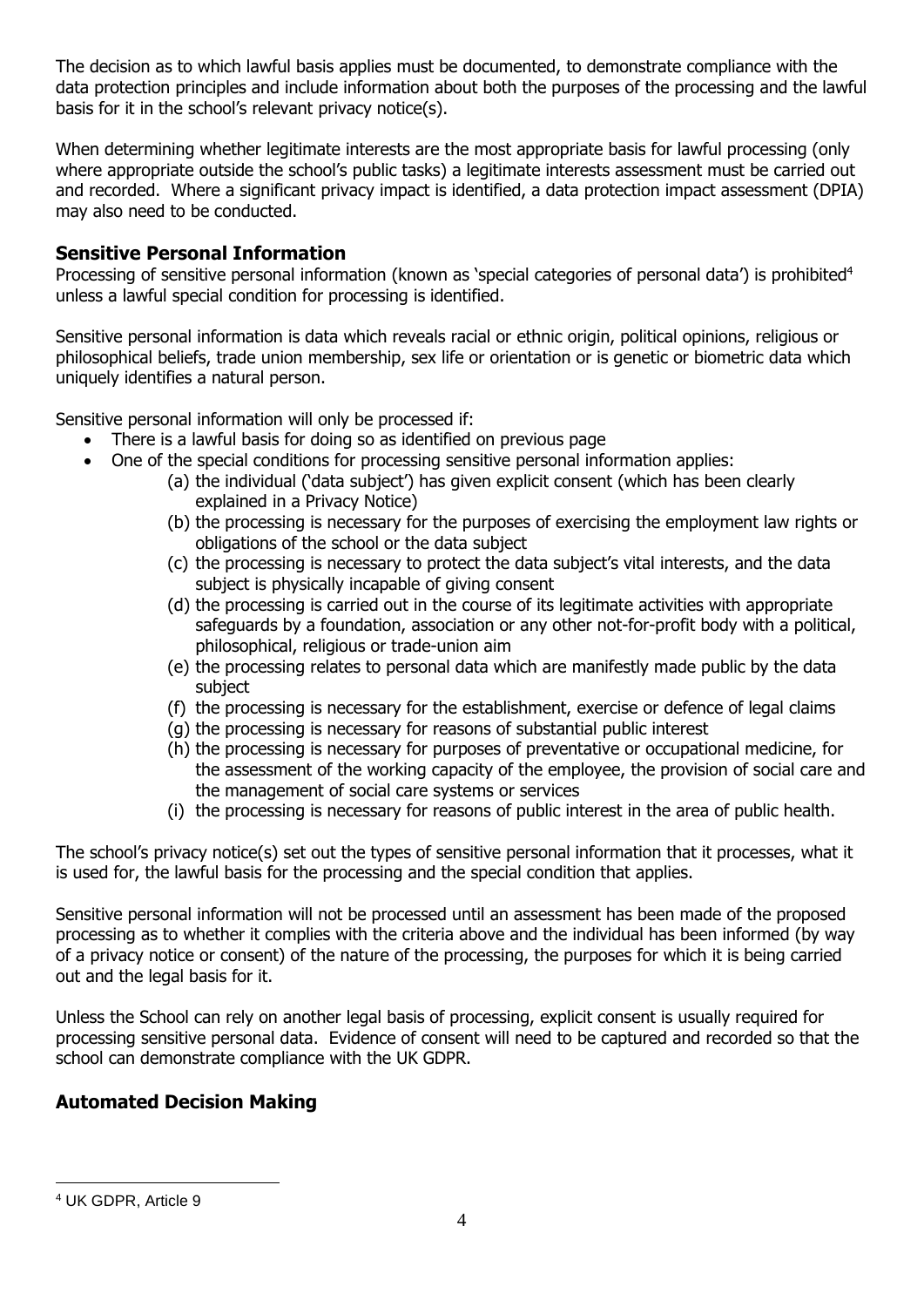The decision as to which lawful basis applies must be documented, to demonstrate compliance with the data protection principles and include information about both the purposes of the processing and the lawful basis for it in the school's relevant privacy notice(s).

When determining whether legitimate interests are the most appropriate basis for lawful processing (only where appropriate outside the school's public tasks) a legitimate interests assessment must be carried out and recorded. Where a significant privacy impact is identified, a data protection impact assessment (DPIA) may also need to be conducted.

## Sensitive Personal Information

Processing of sensitive personal information (known as 'special categories of personal data') is prohibited[4] unless a lawful special condition for processing is identified.

Sensitive personal information is data which reveals racial or ethnic origin, political opinions, religious or philosophical beliefs, trade union membership, sex life or orientation or is genetic or biometric data which uniquely identifies a natural person.

Sensitive personal information will only be processed if:

- There is a lawful basis for doing so as identified on previous page
- One of the special conditions for processing sensitive personal information applies:
  - (a) the individual ('data subject') has given explicit consent (which has been clearly explained in a Privacy Notice)
  - (b) the processing is necessary for the purposes of exercising the employment law rights or obligations of the school or the data subject
  - (c) the processing is necessary to protect the data subject's vital interests, and the data subject is physically incapable of giving consent
  - (d) the processing is carried out in the course of its legitimate activities with appropriate safeguards by a foundation, association or any other not-for-profit body with a political, philosophical, religious or trade-union aim
  - (e) the processing relates to personal data which are manifestly made public by the data subject
  - (f) the processing is necessary for the establishment, exercise or defence of legal claims
  - (g) the processing is necessary for reasons of substantial public interest
  - (h) the processing is necessary for purposes of preventative or occupational medicine, for the assessment of the working capacity of the employee, the provision of social care and the management of social care systems or services
  - (i) the processing is necessary for reasons of public interest in the area of public health.

The school's privacy notice(s) set out the types of sensitive personal information that it processes, what it is used for, the lawful basis for the processing and the special condition that applies.

Sensitive personal information will not be processed until an assessment has been made of the proposed processing as to whether it complies with the criteria above and the individual has been informed (by way of a privacy notice or consent) of the nature of the processing, the purposes for which it is being carried out and the legal basis for it.

Unless the School can rely on another legal basis of processing, explicit consent is usually required for processing sensitive personal data. Evidence of consent will need to be captured and recorded so that the school can demonstrate compliance with the UK GDPR.

## Automated Decision Making

[4] UK GDPR, Article 9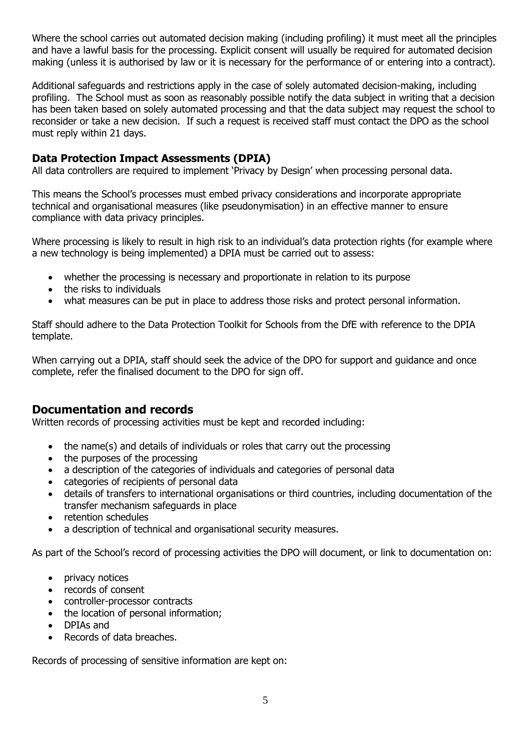Where the school carries out automated decision making (including profiling) it must meet all the principles and have a lawful basis for the processing. Explicit consent will usually be required for automated decision making (unless it is authorised by law or it is necessary for the performance of or entering into a contract).

Additional safeguards and restrictions apply in the case of solely automated decision-making, including profiling. The School must as soon as reasonably possible notify the data subject in writing that a decision has been taken based on solely automated processing and that the data subject may request the school to reconsider or take a new decision. If such a request is received staff must contact the DPO as the school must reply within 21 days.

### Data Protection Impact Assessments (DPIA)

All data controllers are required to implement 'Privacy by Design' when processing personal data.

This means the School's processes must embed privacy considerations and incorporate appropriate technical and organisational measures (like pseudonymisation) in an effective manner to ensure compliance with data privacy principles.

Where processing is likely to result in high risk to an individual's data protection rights (for example where a new technology is being implemented) a DPIA must be carried out to assess:

- whether the processing is necessary and proportionate in relation to its purpose
- the risks to individuals
- what measures can be put in place to address those risks and protect personal information.

Staff should adhere to the Data Protection Toolkit for Schools from the DfE with reference to the DPIA template.

When carrying out a DPIA, staff should seek the advice of the DPO for support and guidance and once complete, refer the finalised document to the DPO for sign off.

## Documentation and records

Written records of processing activities must be kept and recorded including:

- the name(s) and details of individuals or roles that carry out the processing
- the purposes of the processing
- a description of the categories of individuals and categories of personal data
- categories of recipients of personal data
- details of transfers to international organisations or third countries, including documentation of the transfer mechanism safeguards in place
- retention schedules
- a description of technical and organisational security measures.

As part of the School's record of processing activities the DPO will document, or link to documentation on:

- privacy notices
- records of consent
- controller-processor contracts
- the location of personal information;
- DPIAs and
- Records of data breaches.

Records of processing of sensitive information are kept on: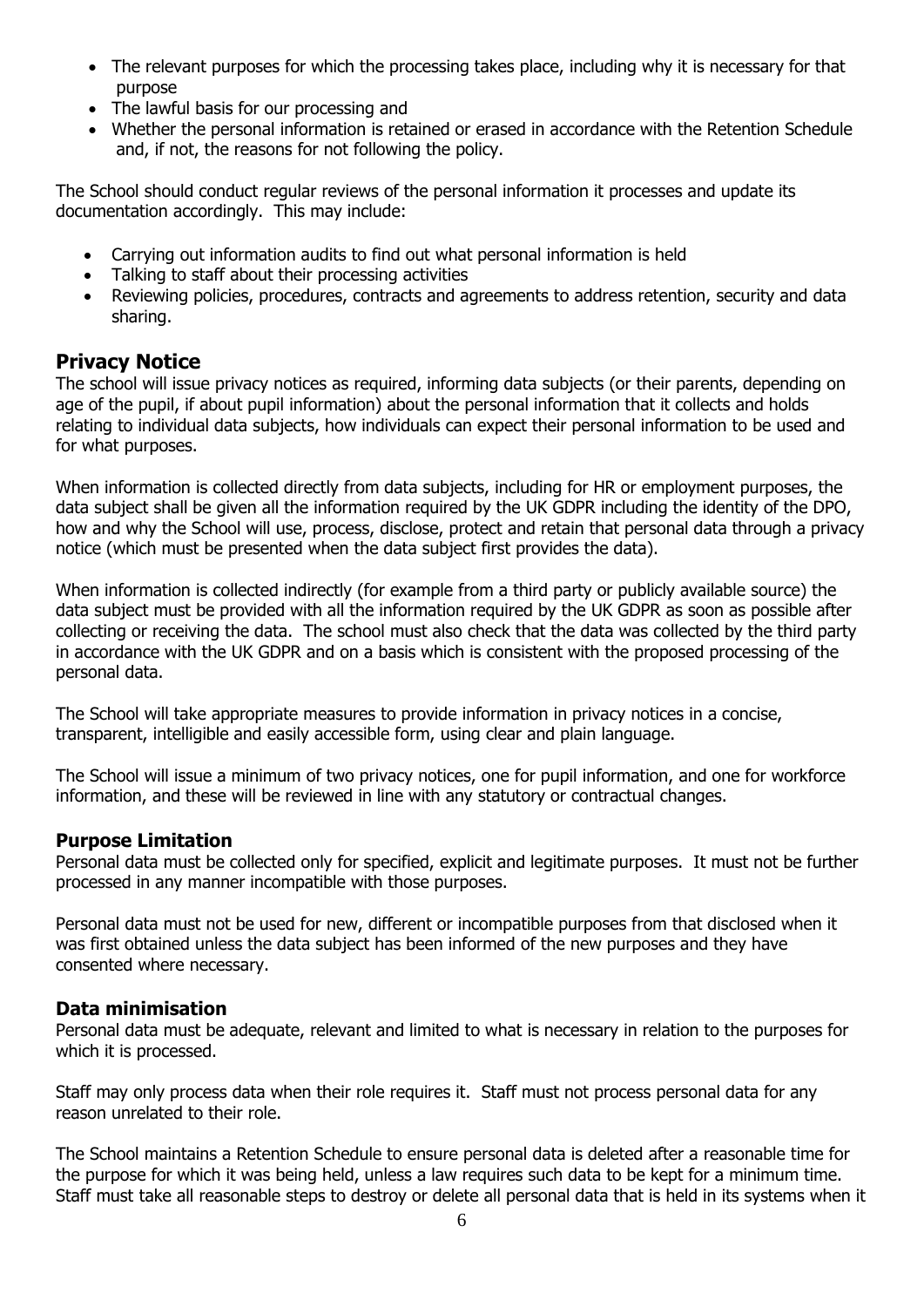- The relevant purposes for which the processing takes place, including why it is necessary for that purpose
- The lawful basis for our processing and
- Whether the personal information is retained or erased in accordance with the Retention Schedule and, if not, the reasons for not following the policy.

The School should conduct regular reviews of the personal information it processes and update its documentation accordingly. This may include:

- Carrying out information audits to find out what personal information is held
- Talking to staff about their processing activities
- Reviewing policies, procedures, contracts and agreements to address retention, security and data sharing.

## Privacy Notice

The school will issue privacy notices as required, informing data subjects (or their parents, depending on age of the pupil, if about pupil information) about the personal information that it collects and holds relating to individual data subjects, how individuals can expect their personal information to be used and for what purposes.

When information is collected directly from data subjects, including for HR or employment purposes, the data subject shall be given all the information required by the UK GDPR including the identity of the DPO, how and why the School will use, process, disclose, protect and retain that personal data through a privacy notice (which must be presented when the data subject first provides the data).

When information is collected indirectly (for example from a third party or publicly available source) the data subject must be provided with all the information required by the UK GDPR as soon as possible after collecting or receiving the data. The school must also check that the data was collected by the third party in accordance with the UK GDPR and on a basis which is consistent with the proposed processing of the personal data.

The School will take appropriate measures to provide information in privacy notices in a concise, transparent, intelligible and easily accessible form, using clear and plain language.

The School will issue a minimum of two privacy notices, one for pupil information, and one for workforce information, and these will be reviewed in line with any statutory or contractual changes.

### Purpose Limitation

Personal data must be collected only for specified, explicit and legitimate purposes. It must not be further processed in any manner incompatible with those purposes.

Personal data must not be used for new, different or incompatible purposes from that disclosed when it was first obtained unless the data subject has been informed of the new purposes and they have consented where necessary.

### Data minimisation

Personal data must be adequate, relevant and limited to what is necessary in relation to the purposes for which it is processed.

Staff may only process data when their role requires it. Staff must not process personal data for any reason unrelated to their role.

The School maintains a Retention Schedule to ensure personal data is deleted after a reasonable time for the purpose for which it was being held, unless a law requires such data to be kept for a minimum time. Staff must take all reasonable steps to destroy or delete all personal data that is held in its systems when it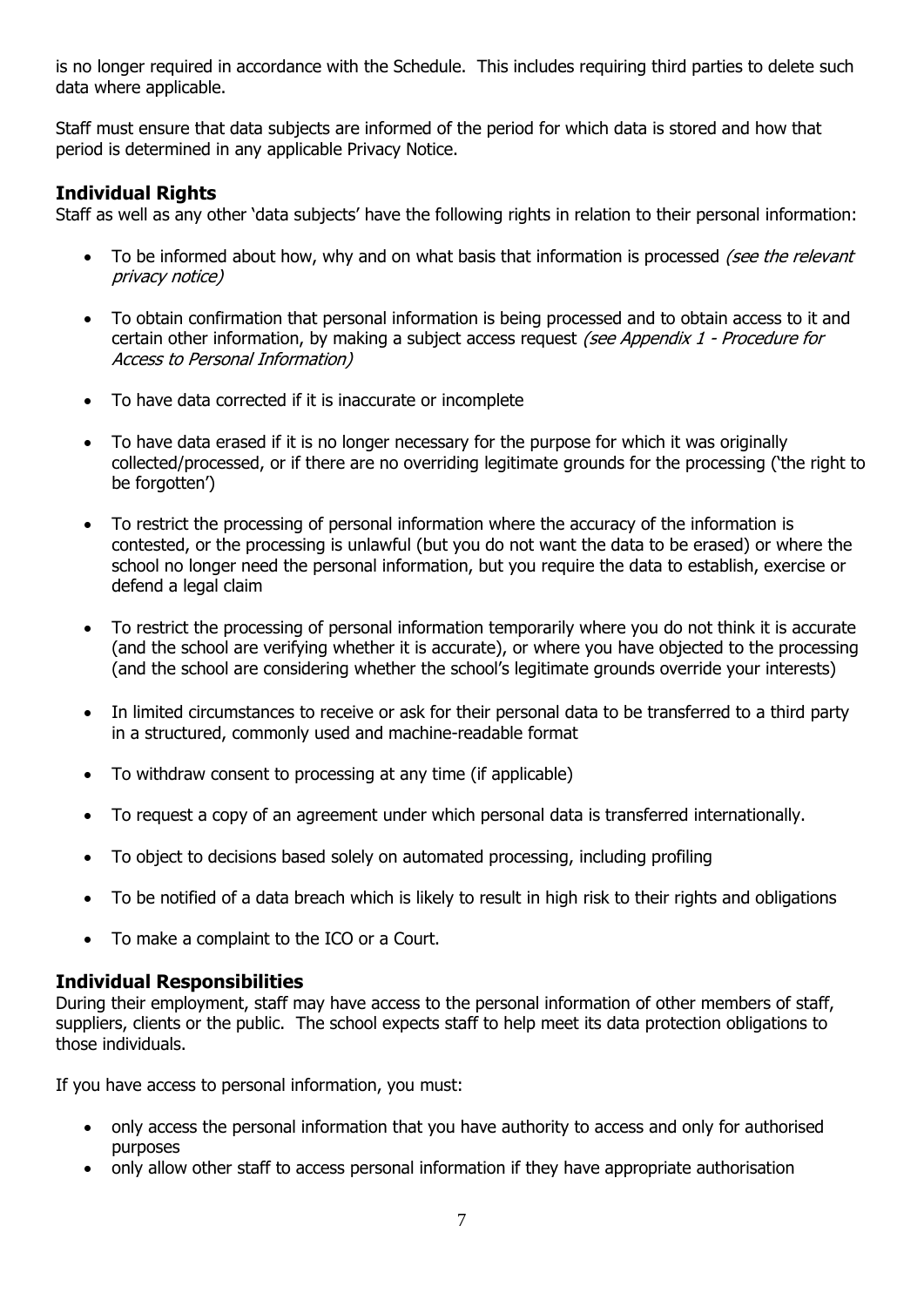is no longer required in accordance with the Schedule. This includes requiring third parties to delete such data where applicable.

Staff must ensure that data subjects are informed of the period for which data is stored and how that period is determined in any applicable Privacy Notice.

## Individual Rights

Staff as well as any other 'data subjects' have the following rights in relation to their personal information:

- To be informed about how, why and on what basis that information is processed *(see the relevant privacy notice)*
- To obtain confirmation that personal information is being processed and to obtain access to it and certain other information, by making a subject access request *(see Appendix 1 - Procedure for Access to Personal Information)*
- To have data corrected if it is inaccurate or incomplete
- To have data erased if it is no longer necessary for the purpose for which it was originally collected/processed, or if there are no overriding legitimate grounds for the processing ('the right to be forgotten')
- To restrict the processing of personal information where the accuracy of the information is contested, or the processing is unlawful (but you do not want the data to be erased) or where the school no longer need the personal information, but you require the data to establish, exercise or defend a legal claim
- To restrict the processing of personal information temporarily where you do not think it is accurate (and the school are verifying whether it is accurate), or where you have objected to the processing (and the school are considering whether the school's legitimate grounds override your interests)
- In limited circumstances to receive or ask for their personal data to be transferred to a third party in a structured, commonly used and machine-readable format
- To withdraw consent to processing at any time (if applicable)
- To request a copy of an agreement under which personal data is transferred internationally.
- To object to decisions based solely on automated processing, including profiling
- To be notified of a data breach which is likely to result in high risk to their rights and obligations
- To make a complaint to the ICO or a Court.

## Individual Responsibilities

During their employment, staff may have access to the personal information of other members of staff, suppliers, clients or the public. The school expects staff to help meet its data protection obligations to those individuals.

If you have access to personal information, you must:

- only access the personal information that you have authority to access and only for authorised purposes
- only allow other staff to access personal information if they have appropriate authorisation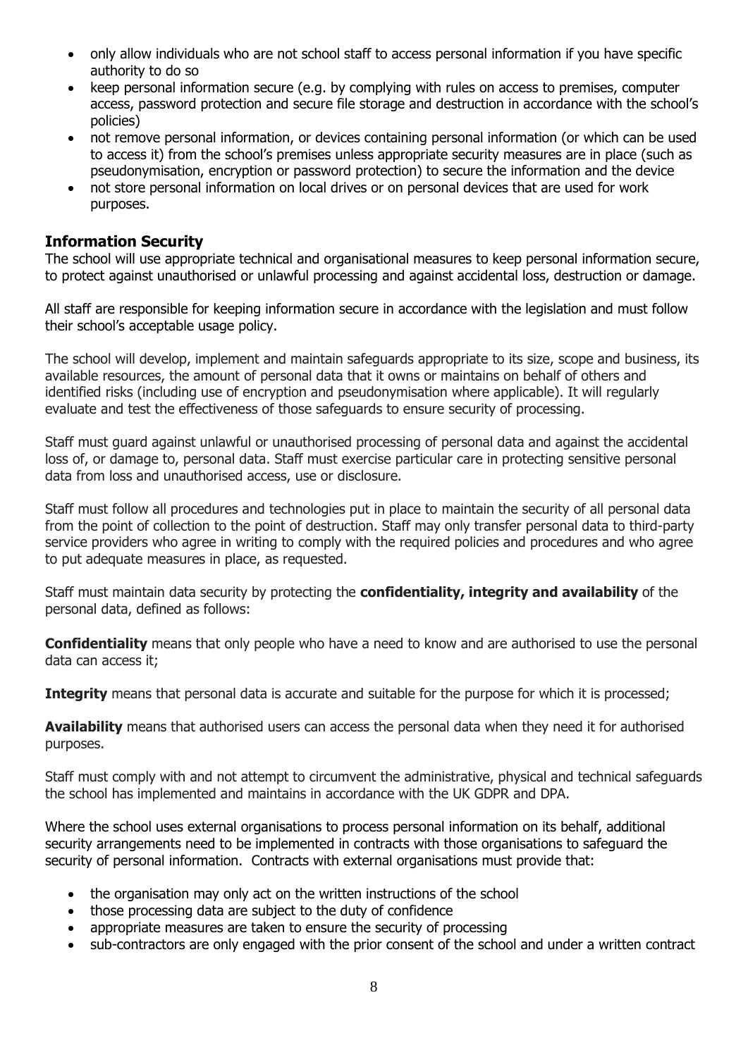- only allow individuals who are not school staff to access personal information if you have specific authority to do so
- keep personal information secure (e.g. by complying with rules on access to premises, computer access, password protection and secure file storage and destruction in accordance with the school's policies)
- not remove personal information, or devices containing personal information (or which can be used to access it) from the school's premises unless appropriate security measures are in place (such as pseudonymisation, encryption or password protection) to secure the information and the device
- not store personal information on local drives or on personal devices that are used for work purposes.

## Information Security

The school will use appropriate technical and organisational measures to keep personal information secure, to protect against unauthorised or unlawful processing and against accidental loss, destruction or damage.

All staff are responsible for keeping information secure in accordance with the legislation and must follow their school's acceptable usage policy.

The school will develop, implement and maintain safeguards appropriate to its size, scope and business, its available resources, the amount of personal data that it owns or maintains on behalf of others and identified risks (including use of encryption and pseudonymisation where applicable). It will regularly evaluate and test the effectiveness of those safeguards to ensure security of processing.

Staff must guard against unlawful or unauthorised processing of personal data and against the accidental loss of, or damage to, personal data. Staff must exercise particular care in protecting sensitive personal data from loss and unauthorised access, use or disclosure.

Staff must follow all procedures and technologies put in place to maintain the security of all personal data from the point of collection to the point of destruction. Staff may only transfer personal data to third-party service providers who agree in writing to comply with the required policies and procedures and who agree to put adequate measures in place, as requested.

Staff must maintain data security by protecting the **confidentiality, integrity and availability** of the personal data, defined as follows:

**Confidentiality** means that only people who have a need to know and are authorised to use the personal data can access it;

**Integrity** means that personal data is accurate and suitable for the purpose for which it is processed;

**Availability** means that authorised users can access the personal data when they need it for authorised purposes.

Staff must comply with and not attempt to circumvent the administrative, physical and technical safeguards the school has implemented and maintains in accordance with the UK GDPR and DPA.

Where the school uses external organisations to process personal information on its behalf, additional security arrangements need to be implemented in contracts with those organisations to safeguard the security of personal information. Contracts with external organisations must provide that:

- the organisation may only act on the written instructions of the school
- those processing data are subject to the duty of confidence
- appropriate measures are taken to ensure the security of processing
- sub-contractors are only engaged with the prior consent of the school and under a written contract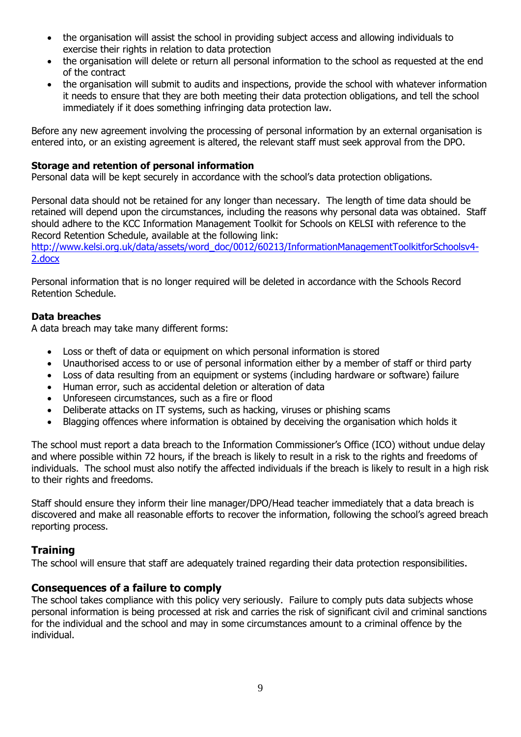- the organisation will assist the school in providing subject access and allowing individuals to exercise their rights in relation to data protection
- the organisation will delete or return all personal information to the school as requested at the end of the contract
- the organisation will submit to audits and inspections, provide the school with whatever information it needs to ensure that they are both meeting their data protection obligations, and tell the school immediately if it does something infringing data protection law.

Before any new agreement involving the processing of personal information by an external organisation is entered into, or an existing agreement is altered, the relevant staff must seek approval from the DPO.

**Storage and retention of personal information**

Personal data will be kept securely in accordance with the school's data protection obligations.

Personal data should not be retained for any longer than necessary. The length of time data should be retained will depend upon the circumstances, including the reasons why personal data was obtained. Staff should adhere to the KCC Information Management Toolkit for Schools on KELSI with reference to the Record Retention Schedule, available at the following link:
[http://www.kelsi.org.uk/data/assets/word_doc/0012/60213/InformationManagementToolkitforSchoolsv4-2.docx](http://www.kelsi.org.uk/data/assets/word_doc/0012/60213/InformationManagementToolkitforSchoolsv4-2.docx)

Personal information that is no longer required will be deleted in accordance with the Schools Record Retention Schedule.

**Data breaches**

A data breach may take many different forms:

- Loss or theft of data or equipment on which personal information is stored
- Unauthorised access to or use of personal information either by a member of staff or third party
- Loss of data resulting from an equipment or systems (including hardware or software) failure
- Human error, such as accidental deletion or alteration of data
- Unforeseen circumstances, such as a fire or flood
- Deliberate attacks on IT systems, such as hacking, viruses or phishing scams
- Blagging offences where information is obtained by deceiving the organisation which holds it

The school must report a data breach to the Information Commissioner's Office (ICO) without undue delay and where possible within 72 hours, if the breach is likely to result in a risk to the rights and freedoms of individuals. The school must also notify the affected individuals if the breach is likely to result in a high risk to their rights and freedoms.

Staff should ensure they inform their line manager/DPO/Head teacher immediately that a data breach is discovered and make all reasonable efforts to recover the information, following the school's agreed breach reporting process.

## Training

The school will ensure that staff are adequately trained regarding their data protection responsibilities.

## Consequences of a failure to comply

The school takes compliance with this policy very seriously. Failure to comply puts data subjects whose personal information is being processed at risk and carries the risk of significant civil and criminal sanctions for the individual and the school and may in some circumstances amount to a criminal offence by the individual.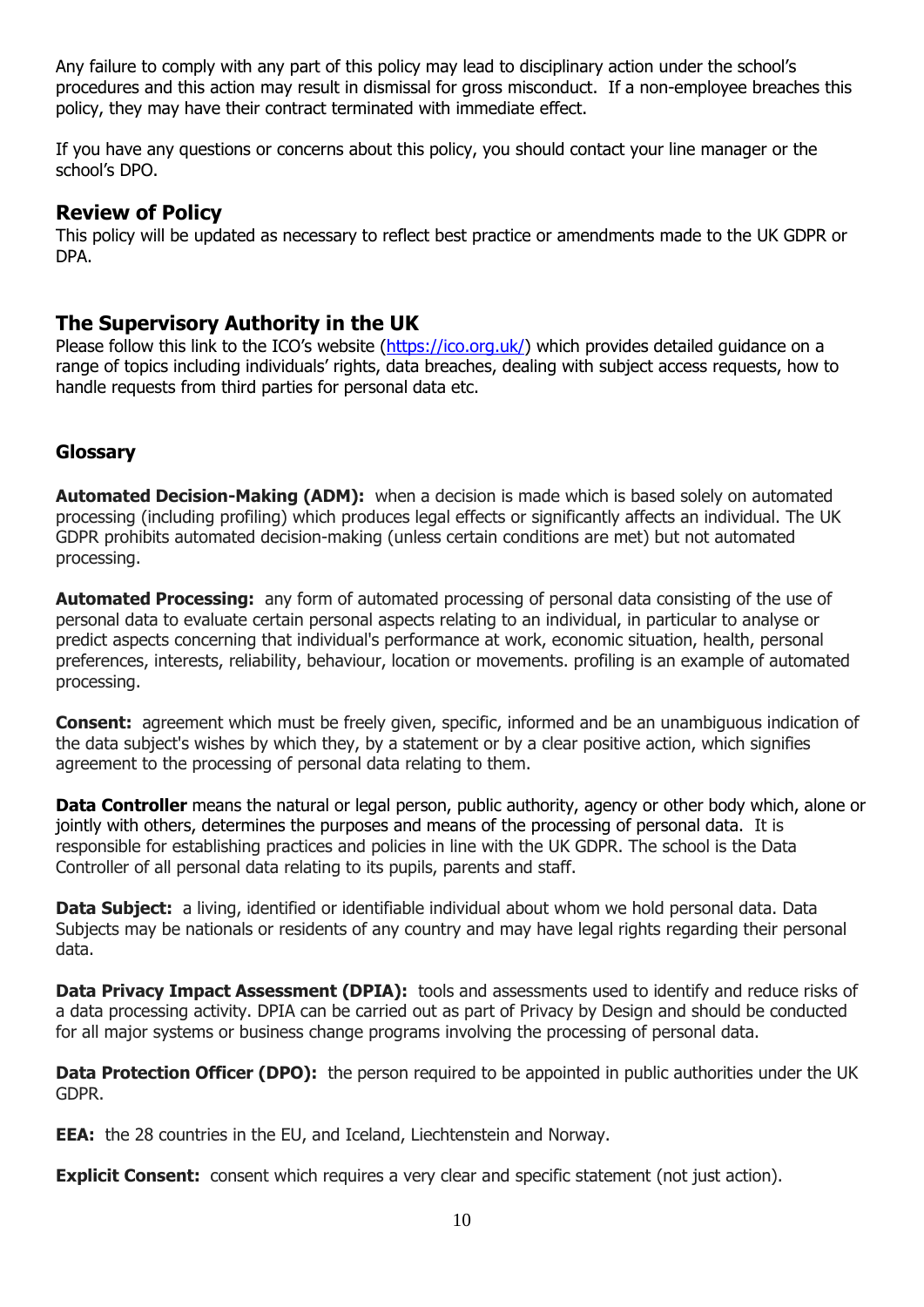Any failure to comply with any part of this policy may lead to disciplinary action under the school's procedures and this action may result in dismissal for gross misconduct. If a non-employee breaches this policy, they may have their contract terminated with immediate effect.

If you have any questions or concerns about this policy, you should contact your line manager or the school's DPO.

## Review of Policy

This policy will be updated as necessary to reflect best practice or amendments made to the UK GDPR or DPA.

## The Supervisory Authority in the UK

Please follow this link to the ICO's website (https://ico.org.uk/) which provides detailed guidance on a range of topics including individuals' rights, data breaches, dealing with subject access requests, how to handle requests from third parties for personal data etc.

### Glossary

**Automated Decision-Making (ADM):** when a decision is made which is based solely on automated processing (including profiling) which produces legal effects or significantly affects an individual. The UK GDPR prohibits automated decision-making (unless certain conditions are met) but not automated processing.

**Automated Processing:** any form of automated processing of personal data consisting of the use of personal data to evaluate certain personal aspects relating to an individual, in particular to analyse or predict aspects concerning that individual's performance at work, economic situation, health, personal preferences, interests, reliability, behaviour, location or movements. profiling is an example of automated processing.

**Consent:** agreement which must be freely given, specific, informed and be an unambiguous indication of the data subject's wishes by which they, by a statement or by a clear positive action, which signifies agreement to the processing of personal data relating to them.

**Data Controller** means the natural or legal person, public authority, agency or other body which, alone or jointly with others, determines the purposes and means of the processing of personal data. It is responsible for establishing practices and policies in line with the UK GDPR. The school is the Data Controller of all personal data relating to its pupils, parents and staff.

**Data Subject:** a living, identified or identifiable individual about whom we hold personal data. Data Subjects may be nationals or residents of any country and may have legal rights regarding their personal data.

**Data Privacy Impact Assessment (DPIA):** tools and assessments used to identify and reduce risks of a data processing activity. DPIA can be carried out as part of Privacy by Design and should be conducted for all major systems or business change programs involving the processing of personal data.

**Data Protection Officer (DPO):** the person required to be appointed in public authorities under the UK GDPR.

**EEA:** the 28 countries in the EU, and Iceland, Liechtenstein and Norway.

**Explicit Consent:** consent which requires a very clear and specific statement (not just action).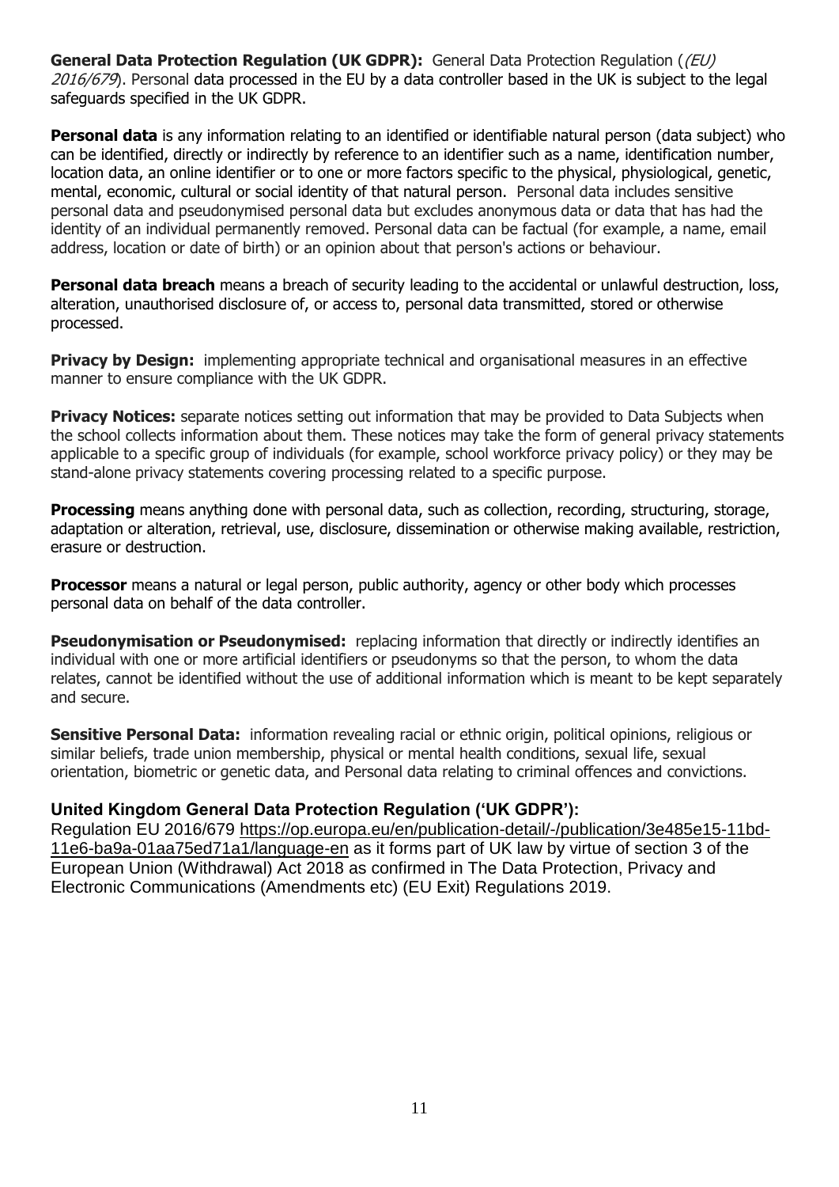**General Data Protection Regulation (UK GDPR):** General Data Protection Regulation (*(EU) 2016/679*). Personal data processed in the EU by a data controller based in the UK is subject to the legal safeguards specified in the UK GDPR.

**Personal data** is any information relating to an identified or identifiable natural person (data subject) who can be identified, directly or indirectly by reference to an identifier such as a name, identification number, location data, an online identifier or to one or more factors specific to the physical, physiological, genetic, mental, economic, cultural or social identity of that natural person. Personal data includes sensitive personal data and pseudonymised personal data but excludes anonymous data or data that has had the identity of an individual permanently removed. Personal data can be factual (for example, a name, email address, location or date of birth) or an opinion about that person's actions or behaviour.

**Personal data breach** means a breach of security leading to the accidental or unlawful destruction, loss, alteration, unauthorised disclosure of, or access to, personal data transmitted, stored or otherwise processed.

**Privacy by Design:** implementing appropriate technical and organisational measures in an effective manner to ensure compliance with the UK GDPR.

**Privacy Notices:** separate notices setting out information that may be provided to Data Subjects when the school collects information about them. These notices may take the form of general privacy statements applicable to a specific group of individuals (for example, school workforce privacy policy) or they may be stand-alone privacy statements covering processing related to a specific purpose.

**Processing** means anything done with personal data, such as collection, recording, structuring, storage, adaptation or alteration, retrieval, use, disclosure, dissemination or otherwise making available, restriction, erasure or destruction.

**Processor** means a natural or legal person, public authority, agency or other body which processes personal data on behalf of the data controller.

**Pseudonymisation or Pseudonymised:** replacing information that directly or indirectly identifies an individual with one or more artificial identifiers or pseudonyms so that the person, to whom the data relates, cannot be identified without the use of additional information which is meant to be kept separately and secure.

**Sensitive Personal Data:** information revealing racial or ethnic origin, political opinions, religious or similar beliefs, trade union membership, physical or mental health conditions, sexual life, sexual orientation, biometric or genetic data, and Personal data relating to criminal offences and convictions.

**United Kingdom General Data Protection Regulation ('UK GDPR'):**
Regulation EU 2016/679 https://op.europa.eu/en/publication-detail/-/publication/3e485e15-11bd-11e6-ba9a-01aa75ed71a1/language-en as it forms part of UK law by virtue of section 3 of the European Union (Withdrawal) Act 2018 as confirmed in The Data Protection, Privacy and Electronic Communications (Amendments etc) (EU Exit) Regulations 2019.